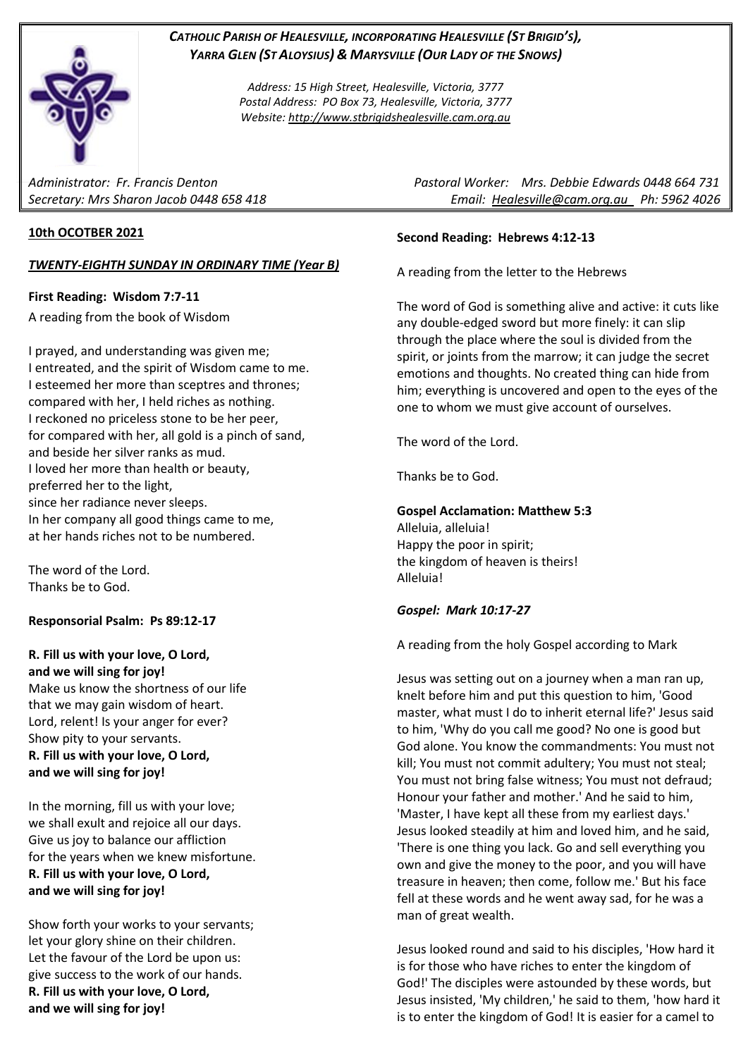***CATHOLIC PARISH OF HEALESVILLE, INCORPORATING HEALESVILLE (ST BRIGID'S), YARRA GLEN (ST ALOYSIUS) & MARYSVILLE (OUR LADY OF THE SNOWS)***

*Address: 15 High Street, Healesville, Victoria, 3777*
*Postal Address: PO Box 73, Healesville, Victoria, 3777*
*Website: http://www.stbrigidshealesville.cam.org.au*

*Administrator: Fr. Francis Denton*
*Secretary: Mrs Sharon Jacob 0448 658 418*
*Pastoral Worker: Mrs. Debbie Edwards 0448 664 731*
*Email: Healesville@cam.org.au Ph: 5962 4026*

**10th OCOTBER 2021**

***TWENTY-EIGHTH SUNDAY IN ORDINARY TIME (Year B)***

**First Reading: Wisdom 7:7-11**

A reading from the book of Wisdom

I prayed, and understanding was given me;
I entreated, and the spirit of Wisdom came to me.
I esteemed her more than sceptres and thrones;
compared with her, I held riches as nothing.
I reckoned no priceless stone to be her peer,
for compared with her, all gold is a pinch of sand,
and beside her silver ranks as mud.
I loved her more than health or beauty,
preferred her to the light,
since her radiance never sleeps.
In her company all good things came to me,
at her hands riches not to be numbered.

The word of the Lord.
Thanks be to God.

**Responsorial Psalm: Ps 89:12-17**

**R. Fill us with your love, O Lord,**
**and we will sing for joy!**
Make us know the shortness of our life
that we may gain wisdom of heart.
Lord, relent! Is your anger for ever?
Show pity to your servants.
**R. Fill us with your love, O Lord,**
**and we will sing for joy!**

In the morning, fill us with your love;
we shall exult and rejoice all our days.
Give us joy to balance our affliction
for the years when we knew misfortune.
**R. Fill us with your love, O Lord,**
**and we will sing for joy!**

Show forth your works to your servants;
let your glory shine on their children.
Let the favour of the Lord be upon us:
give success to the work of our hands.
**R. Fill us with your love, O Lord,**
**and we will sing for joy!**

**Second Reading: Hebrews 4:12-13**

A reading from the letter to the Hebrews

The word of God is something alive and active: it cuts like any double-edged sword but more finely: it can slip through the place where the soul is divided from the spirit, or joints from the marrow; it can judge the secret emotions and thoughts. No created thing can hide from him; everything is uncovered and open to the eyes of the one to whom we must give account of ourselves.

The word of the Lord.

Thanks be to God.

**Gospel Acclamation: Matthew 5:3**
Alleluia, alleluia!
Happy the poor in spirit;
the kingdom of heaven is theirs!
Alleluia!

***Gospel: Mark 10:17-27***

A reading from the holy Gospel according to Mark

Jesus was setting out on a journey when a man ran up, knelt before him and put this question to him, 'Good master, what must I do to inherit eternal life?' Jesus said to him, 'Why do you call me good? No one is good but God alone. You know the commandments: You must not kill; You must not commit adultery; You must not steal; You must not bring false witness; You must not defraud; Honour your father and mother.' And he said to him, 'Master, I have kept all these from my earliest days.' Jesus looked steadily at him and loved him, and he said, 'There is one thing you lack. Go and sell everything you own and give the money to the poor, and you will have treasure in heaven; then come, follow me.' But his face fell at these words and he went away sad, for he was a man of great wealth.

Jesus looked round and said to his disciples, 'How hard it is for those who have riches to enter the kingdom of God!' The disciples were astounded by these words, but Jesus insisted, 'My children,' he said to them, 'how hard it is to enter the kingdom of God! It is easier for a camel to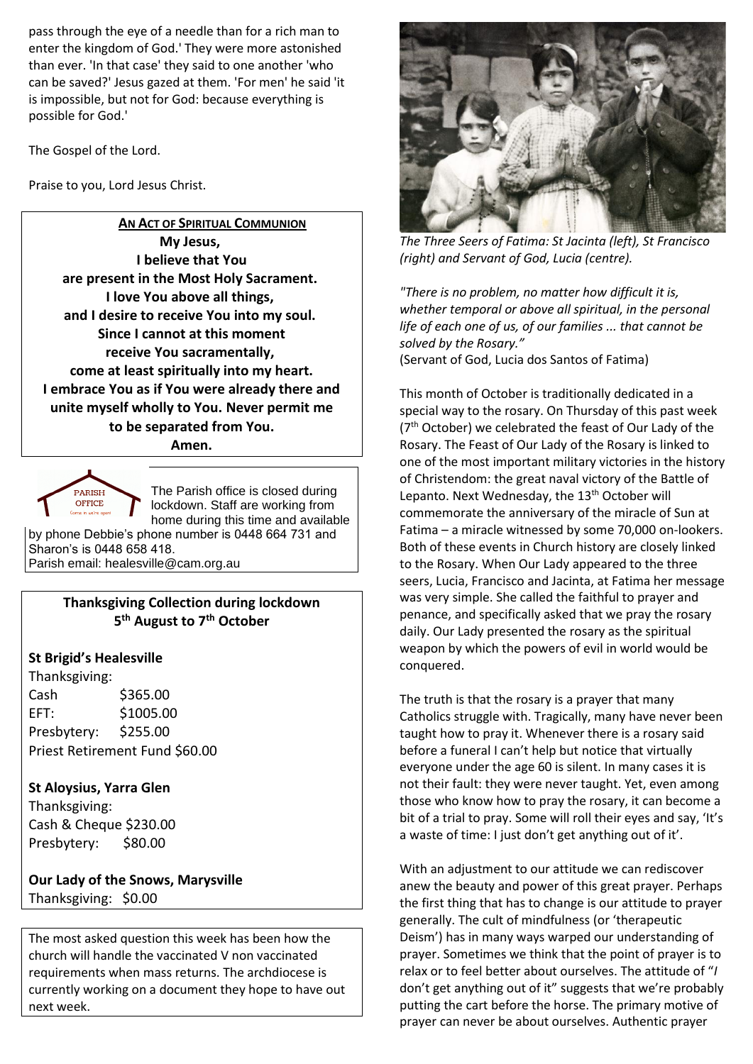pass through the eye of a needle than for a rich man to enter the kingdom of God.' They were more astonished than ever. 'In that case' they said to one another 'who can be saved?' Jesus gazed at them. 'For men' he said 'it is impossible, but not for God: because everything is possible for God.'

The Gospel of the Lord.

Praise to you, Lord Jesus Christ.

**AN ACT OF SPIRITUAL COMMUNION**

**My Jesus,**
**I believe that You**
**are present in the Most Holy Sacrament.**
**I love You above all things,**
**and I desire to receive You into my soul.**
**Since I cannot at this moment**
**receive You sacramentally,**
**come at least spiritually into my heart.**
**I embrace You as if You were already there and unite myself wholly to You. Never permit me to be separated from You.**
**Amen.**

The Parish office is closed during lockdown. Staff are working from home during this time and available by phone Debbie's phone number is 0448 664 731 and Sharon's is 0448 658 418.
Parish email: healesville@cam.org.au

**Thanksgiving Collection during lockdown**
**5th August to 7th October**

**St Brigid's Healesville**
Thanksgiving:
Cash $365.00
EFT: $1005.00
Presbytery: $255.00
Priest Retirement Fund $60.00

**St Aloysius, Yarra Glen**
Thanksgiving:
Cash & Cheque $230.00
Presbytery: $80.00

**Our Lady of the Snows, Marysville**
Thanksgiving: $0.00

The most asked question this week has been how the church will handle the vaccinated V non vaccinated requirements when mass returns. The archdiocese is currently working on a document they hope to have out next week.

*The Three Seers of Fatima: St Jacinta (left), St Francisco (right) and Servant of God, Lucia (centre).*

*"There is no problem, no matter how difficult it is, whether temporal or above all spiritual, in the personal life of each one of us, of our families ... that cannot be solved by the Rosary."*
(Servant of God, Lucia dos Santos of Fatima)

This month of October is traditionally dedicated in a special way to the rosary. On Thursday of this past week (7th October) we celebrated the feast of Our Lady of the Rosary. The Feast of Our Lady of the Rosary is linked to one of the most important military victories in the history of Christendom: the great naval victory of the Battle of Lepanto. Next Wednesday, the 13th October will commemorate the anniversary of the miracle of Sun at Fatima – a miracle witnessed by some 70,000 on-lookers. Both of these events in Church history are closely linked to the Rosary. When Our Lady appeared to the three seers, Lucia, Francisco and Jacinta, at Fatima her message was very simple. She called the faithful to prayer and penance, and specifically asked that we pray the rosary daily. Our Lady presented the rosary as the spiritual weapon by which the powers of evil in world would be conquered.

The truth is that the rosary is a prayer that many Catholics struggle with. Tragically, many have never been taught how to pray it. Whenever there is a rosary said before a funeral I can't help but notice that virtually everyone under the age 60 is silent. In many cases it is not their fault: they were never taught. Yet, even among those who know how to pray the rosary, it can become a bit of a trial to pray. Some will roll their eyes and say, 'It's a waste of time: I just don't get anything out of it'.

With an adjustment to our attitude we can rediscover anew the beauty and power of this great prayer. Perhaps the first thing that has to change is our attitude to prayer generally. The cult of mindfulness (or 'therapeutic Deism') has in many ways warped our understanding of prayer. Sometimes we think that the point of prayer is to relax or to feel better about ourselves. The attitude of "*I* don't get anything out of it" suggests that we're probably putting the cart before the horse. The primary motive of prayer can never be about ourselves. Authentic prayer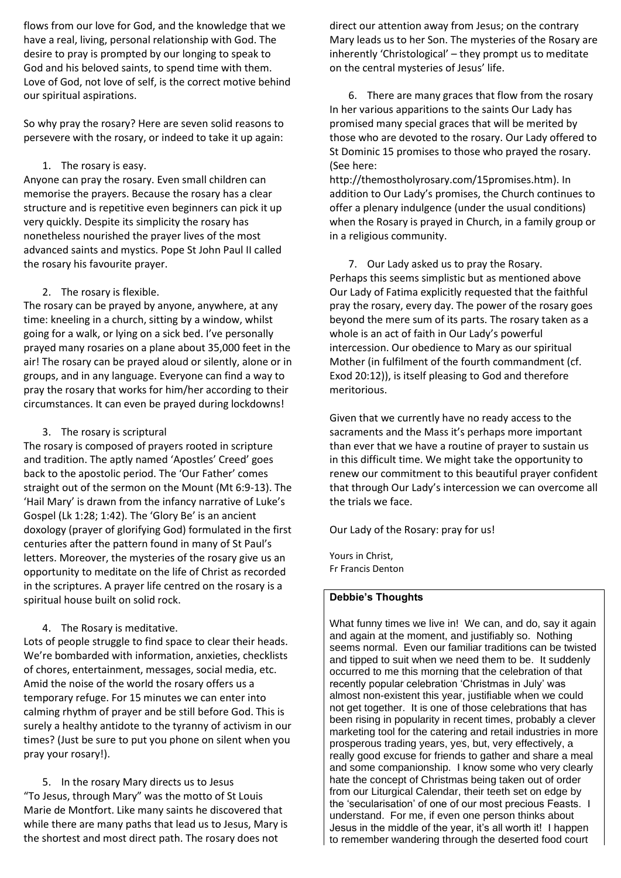flows from our love for God, and the knowledge that we have a real, living, personal relationship with God. The desire to pray is prompted by our longing to speak to God and his beloved saints, to spend time with them. Love of God, not love of self, is the correct motive behind our spiritual aspirations.

So why pray the rosary? Here are seven solid reasons to persevere with the rosary, or indeed to take it up again:

1. The rosary is easy.

Anyone can pray the rosary. Even small children can memorise the prayers. Because the rosary has a clear structure and is repetitive even beginners can pick it up very quickly. Despite its simplicity the rosary has nonetheless nourished the prayer lives of the most advanced saints and mystics. Pope St John Paul II called the rosary his favourite prayer.

2. The rosary is flexible.

The rosary can be prayed by anyone, anywhere, at any time: kneeling in a church, sitting by a window, whilst going for a walk, or lying on a sick bed. I've personally prayed many rosaries on a plane about 35,000 feet in the air! The rosary can be prayed aloud or silently, alone or in groups, and in any language. Everyone can find a way to pray the rosary that works for him/her according to their circumstances. It can even be prayed during lockdowns!

3. The rosary is scriptural

The rosary is composed of prayers rooted in scripture and tradition. The aptly named 'Apostles' Creed' goes back to the apostolic period. The 'Our Father' comes straight out of the sermon on the Mount (Mt 6:9-13). The 'Hail Mary' is drawn from the infancy narrative of Luke's Gospel (Lk 1:28; 1:42). The 'Glory Be' is an ancient doxology (prayer of glorifying God) formulated in the first centuries after the pattern found in many of St Paul's letters. Moreover, the mysteries of the rosary give us an opportunity to meditate on the life of Christ as recorded in the scriptures. A prayer life centred on the rosary is a spiritual house built on solid rock.

4. The Rosary is meditative.

Lots of people struggle to find space to clear their heads. We're bombarded with information, anxieties, checklists of chores, entertainment, messages, social media, etc. Amid the noise of the world the rosary offers us a temporary refuge. For 15 minutes we can enter into calming rhythm of prayer and be still before God. This is surely a healthy antidote to the tyranny of activism in our times? (Just be sure to put you phone on silent when you pray your rosary!).

5. In the rosary Mary directs us to Jesus

"To Jesus, through Mary" was the motto of St Louis Marie de Montfort. Like many saints he discovered that while there are many paths that lead us to Jesus, Mary is the shortest and most direct path. The rosary does not direct our attention away from Jesus; on the contrary Mary leads us to her Son. The mysteries of the Rosary are inherently 'Christological' – they prompt us to meditate on the central mysteries of Jesus' life.

6. There are many graces that flow from the rosary

In her various apparitions to the saints Our Lady has promised many special graces that will be merited by those who are devoted to the rosary. Our Lady offered to St Dominic 15 promises to those who prayed the rosary. (See here: http://themostholyrosary.com/15promises.htm). In addition to Our Lady's promises, the Church continues to offer a plenary indulgence (under the usual conditions) when the Rosary is prayed in Church, in a family group or in a religious community.

7. Our Lady asked us to pray the Rosary.

Perhaps this seems simplistic but as mentioned above Our Lady of Fatima explicitly requested that the faithful pray the rosary, every day. The power of the rosary goes beyond the mere sum of its parts. The rosary taken as a whole is an act of faith in Our Lady's powerful intercession. Our obedience to Mary as our spiritual Mother (in fulfilment of the fourth commandment (cf. Exod 20:12)), is itself pleasing to God and therefore meritorious.

Given that we currently have no ready access to the sacraments and the Mass it's perhaps more important than ever that we have a routine of prayer to sustain us in this difficult time. We might take the opportunity to renew our commitment to this beautiful prayer confident that through Our Lady's intercession we can overcome all the trials we face.

Our Lady of the Rosary: pray for us!

Yours in Christ,
Fr Francis Denton

## Debbie's Thoughts

What funny times we live in! We can, and do, say it again and again at the moment, and justifiably so. Nothing seems normal. Even our familiar traditions can be twisted and tipped to suit when we need them to be. It suddenly occurred to me this morning that the celebration of that recently popular celebration 'Christmas in July' was almost non-existent this year, justifiable when we could not get together. It is one of those celebrations that has been rising in popularity in recent times, probably a clever marketing tool for the catering and retail industries in more prosperous trading years, yes, but, very effectively, a really good excuse for friends to gather and share a meal and some companionship. I know some who very clearly hate the concept of Christmas being taken out of order from our Liturgical Calendar, their teeth set on edge by the 'secularisation' of one of our most precious Feasts. I understand. For me, if even one person thinks about Jesus in the middle of the year, it's all worth it! I happen to remember wandering through the deserted food court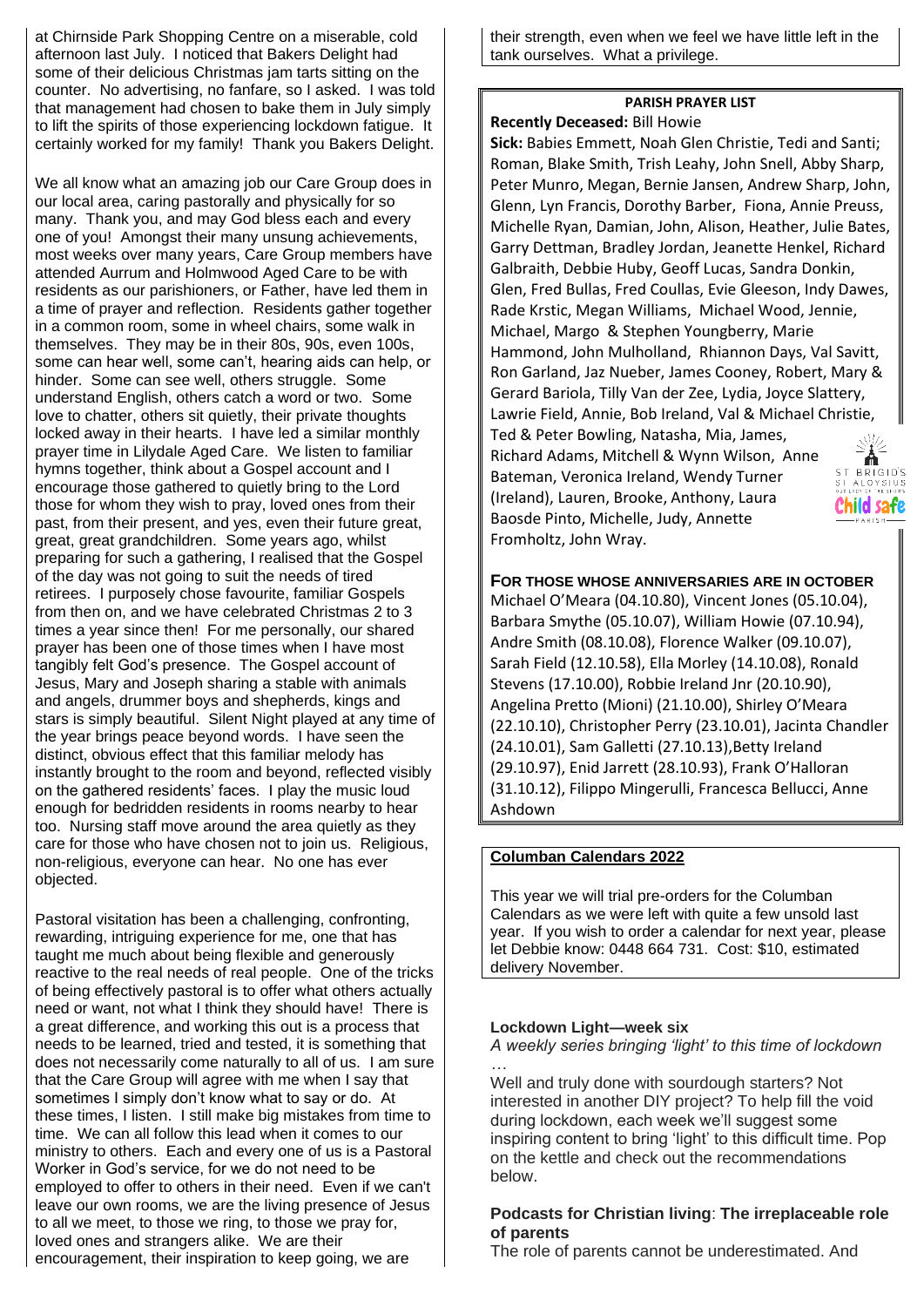at Chirnside Park Shopping Centre on a miserable, cold afternoon last July. I noticed that Bakers Delight had some of their delicious Christmas jam tarts sitting on the counter. No advertising, no fanfare, so I asked. I was told that management had chosen to bake them in July simply to lift the spirits of those experiencing lockdown fatigue. It certainly worked for my family! Thank you Bakers Delight.

We all know what an amazing job our Care Group does in our local area, caring pastorally and physically for so many. Thank you, and may God bless each and every one of you! Amongst their many unsung achievements, most weeks over many years, Care Group members have attended Aurrum and Holmwood Aged Care to be with residents as our parishioners, or Father, have led them in a time of prayer and reflection. Residents gather together in a common room, some in wheel chairs, some walk in themselves. They may be in their 80s, 90s, even 100s, some can hear well, some can't, hearing aids can help, or hinder. Some can see well, others struggle. Some understand English, others catch a word or two. Some love to chatter, others sit quietly, their private thoughts locked away in their hearts. I have led a similar monthly prayer time in Lilydale Aged Care. We listen to familiar hymns together, think about a Gospel account and I encourage those gathered to quietly bring to the Lord those for whom they wish to pray, loved ones from their past, from their present, and yes, even their future great, great, great grandchildren. Some years ago, whilst preparing for such a gathering, I realised that the Gospel of the day was not going to suit the needs of tired retirees. I purposely chose favourite, familiar Gospels from then on, and we have celebrated Christmas 2 to 3 times a year since then! For me personally, our shared prayer has been one of those times when I have most tangibly felt God's presence. The Gospel account of Jesus, Mary and Joseph sharing a stable with animals and angels, drummer boys and shepherds, kings and stars is simply beautiful. Silent Night played at any time of the year brings peace beyond words. I have seen the distinct, obvious effect that this familiar melody has instantly brought to the room and beyond, reflected visibly on the gathered residents' faces. I play the music loud enough for bedridden residents in rooms nearby to hear too. Nursing staff move around the area quietly as they care for those who have chosen not to join us. Religious, non-religious, everyone can hear. No one has ever objected.

Pastoral visitation has been a challenging, confronting, rewarding, intriguing experience for me, one that has taught me much about being flexible and generously reactive to the real needs of real people. One of the tricks of being effectively pastoral is to offer what others actually need or want, not what I think they should have! There is a great difference, and working this out is a process that needs to be learned, tried and tested, it is something that does not necessarily come naturally to all of us. I am sure that the Care Group will agree with me when I say that sometimes I simply don't know what to say or do. At these times, I listen. I still make big mistakes from time to time. We can all follow this lead when it comes to our ministry to others. Each and every one of us is a Pastoral Worker in God's service, for we do not need to be employed to offer to others in their need. Even if we can't leave our own rooms, we are the living presence of Jesus to all we meet, to those we ring, to those we pray for, loved ones and strangers alike. We are their encouragement, their inspiration to keep going, we are their strength, even when we feel we have little left in the tank ourselves. What a privilege.

**PARISH PRAYER LIST**

**Recently Deceased:** Bill Howie

**Sick:** Babies Emmett, Noah Glen Christie, Tedi and Santi; Roman, Blake Smith, Trish Leahy, John Snell, Abby Sharp, Peter Munro, Megan, Bernie Jansen, Andrew Sharp, John, Glenn, Lyn Francis, Dorothy Barber, Fiona, Annie Preuss, Michelle Ryan, Damian, John, Alison, Heather, Julie Bates, Garry Dettman, Bradley Jordan, Jeanette Henkel, Richard Galbraith, Debbie Huby, Geoff Lucas, Sandra Donkin, Glen, Fred Bullas, Fred Coullas, Evie Gleeson, Indy Dawes, Rade Krstic, Megan Williams, Michael Wood, Jennie, Michael, Margo & Stephen Youngberry, Marie Hammond, John Mulholland, Rhiannon Days, Val Savitt, Ron Garland, Jaz Nueber, James Cooney, Robert, Mary & Gerard Bariola, Tilly Van der Zee, Lydia, Joyce Slattery, Lawrie Field, Annie, Bob Ireland, Val & Michael Christie, Ted & Peter Bowling, Natasha, Mia, James, Richard Adams, Mitchell & Wynn Wilson, Anne Bateman, Veronica Ireland, Wendy Turner (Ireland), Lauren, Brooke, Anthony, Laura Baosde Pinto, Michelle, Judy, Annette Fromholtz, John Wray.

**FOR THOSE WHOSE ANNIVERSARIES ARE IN OCTOBER**

Michael O'Meara (04.10.80), Vincent Jones (05.10.04), Barbara Smythe (05.10.07), William Howie (07.10.94), Andre Smith (08.10.08), Florence Walker (09.10.07), Sarah Field (12.10.58), Ella Morley (14.10.08), Ronald Stevens (17.10.00), Robbie Ireland Jnr (20.10.90), Angelina Pretto (Mioni) (21.10.00), Shirley O'Meara (22.10.10), Christopher Perry (23.10.01), Jacinta Chandler (24.10.01), Sam Galletti (27.10.13),Betty Ireland (29.10.97), Enid Jarrett (28.10.93), Frank O'Halloran (31.10.12), Filippo Mingerulli, Francesca Bellucci, Anne Ashdown

**Columban Calendars 2022**

This year we will trial pre-orders for the Columban Calendars as we were left with quite a few unsold last year. If you wish to order a calendar for next year, please let Debbie know: 0448 664 731. Cost: $10, estimated delivery November.

**Lockdown Light—week six**

*A weekly series bringing 'light' to this time of lockdown …*

Well and truly done with sourdough starters? Not interested in another DIY project? To help fill the void during lockdown, each week we'll suggest some inspiring content to bring 'light' to this difficult time. Pop on the kettle and check out the recommendations below.

**Podcasts for Christian living**: **The irreplaceable role of parents**

The role of parents cannot be underestimated. And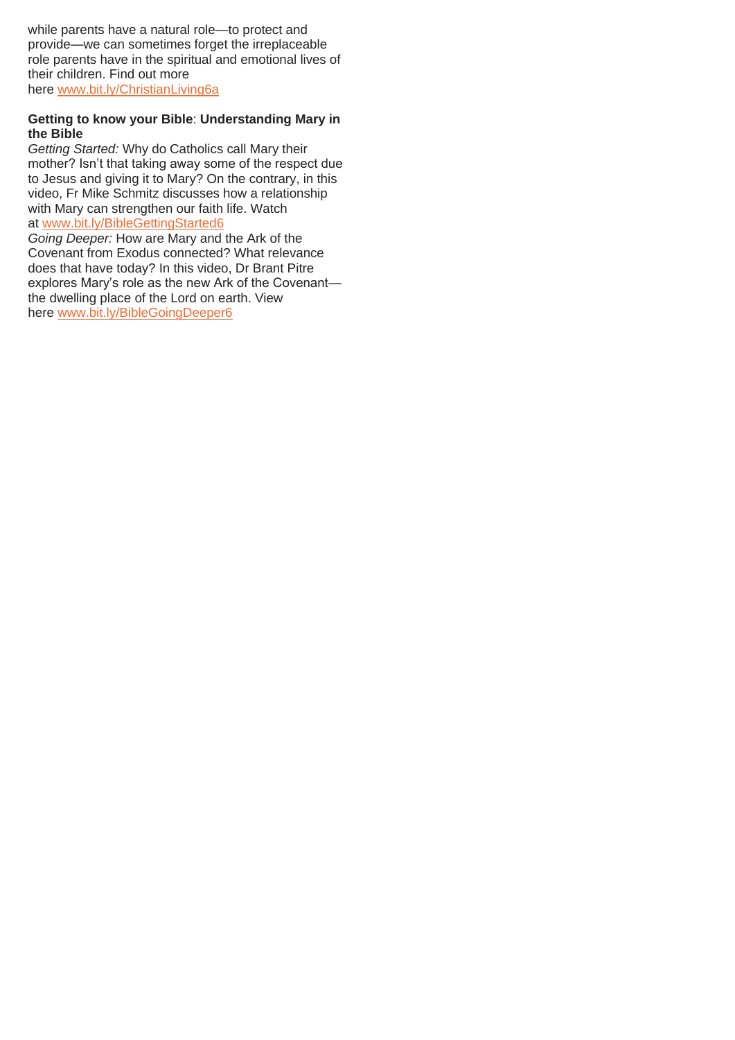while parents have a natural role—to protect and provide—we can sometimes forget the irreplaceable role parents have in the spiritual and emotional lives of their children. Find out more here www.bit.ly/ChristianLiving6a

**Getting to know your Bible**: **Understanding Mary in the Bible**

*Getting Started:* Why do Catholics call Mary their mother? Isn't that taking away some of the respect due to Jesus and giving it to Mary? On the contrary, in this video, Fr Mike Schmitz discusses how a relationship with Mary can strengthen our faith life. Watch at www.bit.ly/BibleGettingStarted6

*Going Deeper:* How are Mary and the Ark of the Covenant from Exodus connected? What relevance does that have today? In this video, Dr Brant Pitre explores Mary's role as the new Ark of the Covenant—the dwelling place of the Lord on earth. View here www.bit.ly/BibleGoingDeeper6